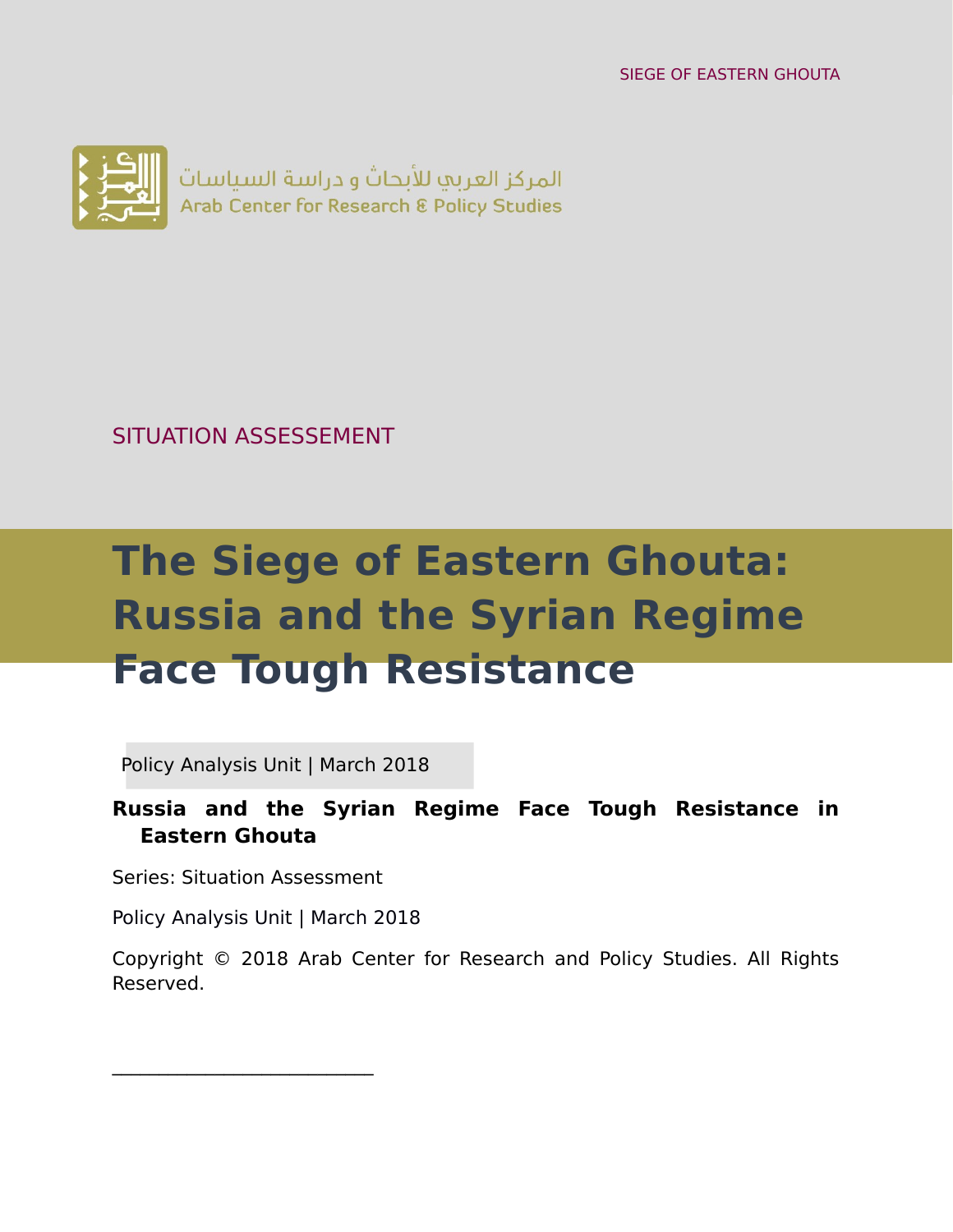SIEGE OF EASTERN GHOUTA

المركز العربي للأبحاث و دراسة السياسات
Arab Center for Research & Policy Studies

SITUATION ASSESSEMENT

# The Siege of Eastern Ghouta: Russia and the Syrian Regime Face Tough Resistance

Policy Analysis Unit | March 2018

**Russia and the Syrian Regime Face Tough Resistance in Eastern Ghouta**

Series: Situation Assessment

Policy Analysis Unit | March 2018

Copyright © 2018 Arab Center for Research and Policy Studies. All Rights Reserved.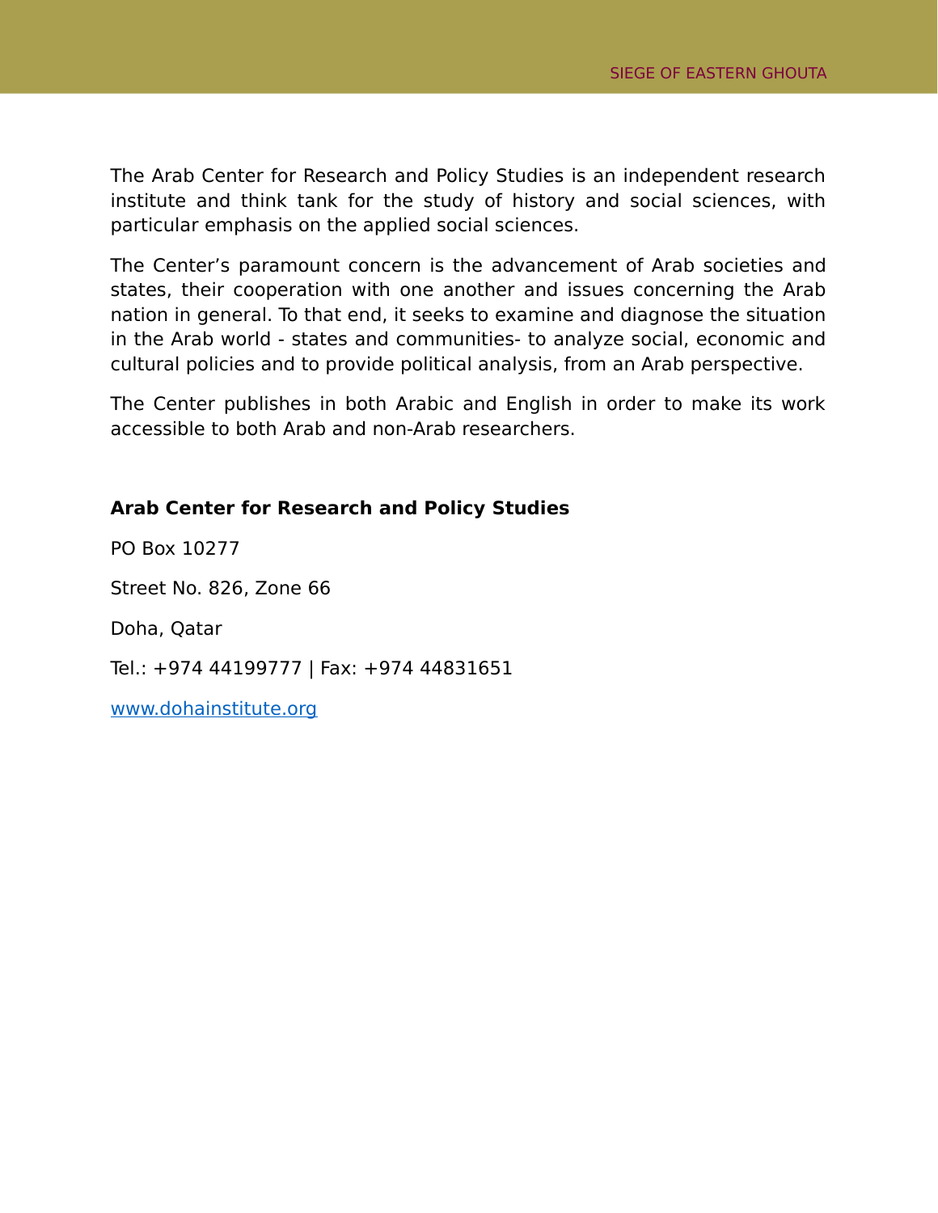The Arab Center for Research and Policy Studies is an independent research institute and think tank for the study of history and social sciences, with particular emphasis on the applied social sciences.

The Center's paramount concern is the advancement of Arab societies and states, their cooperation with one another and issues concerning the Arab nation in general. To that end, it seeks to examine and diagnose the situation in the Arab world - states and communities- to analyze social, economic and cultural policies and to provide political analysis, from an Arab perspective.

The Center publishes in both Arabic and English in order to make its work accessible to both Arab and non-Arab researchers.

**Arab Center for Research and Policy Studies**

PO Box 10277

Street No. 826, Zone 66

Doha, Qatar

Tel.: +974 44199777 | Fax: +974 44831651

www.dohainstitute.org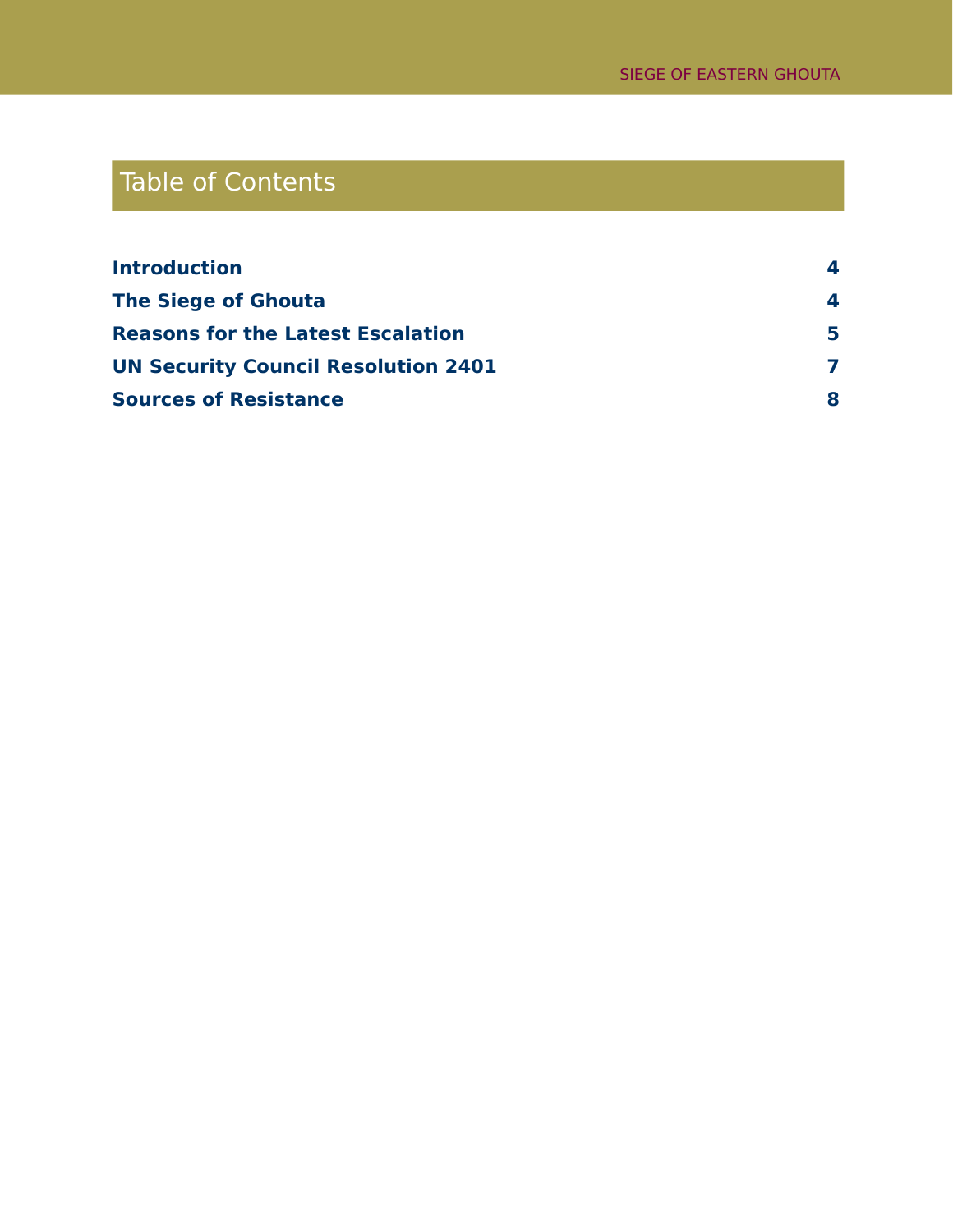# Table of Contents

| | |
|---|---|
| **Introduction** | **4** |
| **The Siege of Ghouta** | **4** |
| **Reasons for the Latest Escalation** | **5** |
| **UN Security Council Resolution 2401** | **7** |
| **Sources of Resistance** | **8** |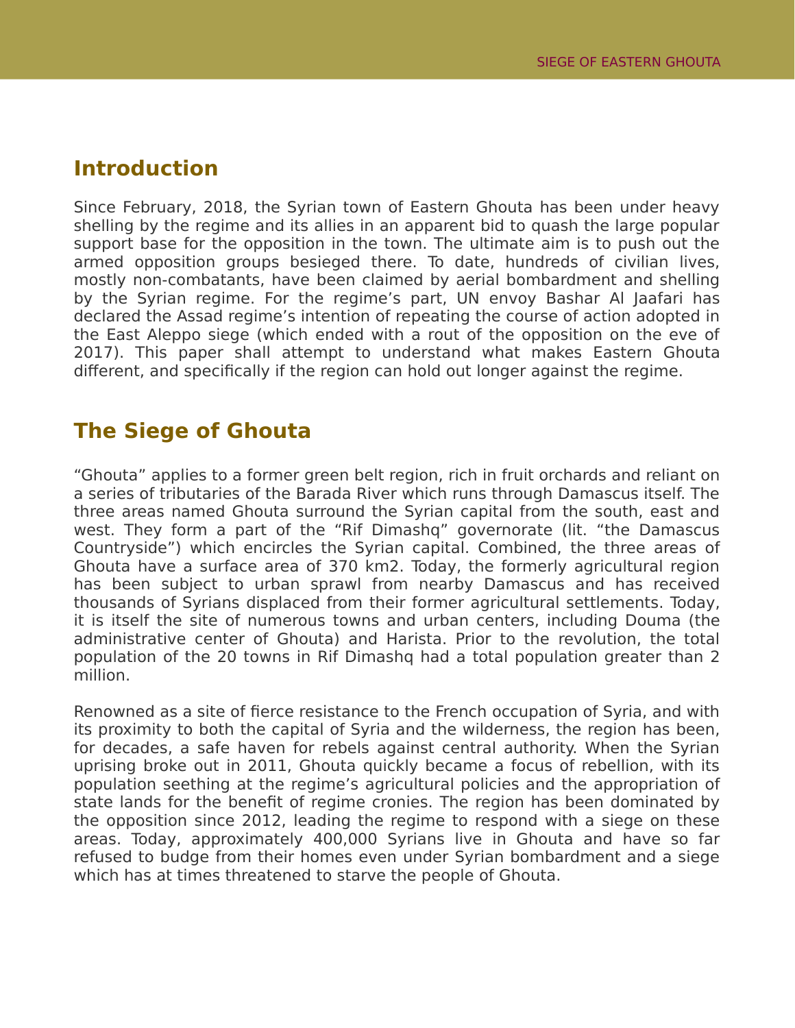## Introduction

Since February, 2018, the Syrian town of Eastern Ghouta has been under heavy shelling by the regime and its allies in an apparent bid to quash the large popular support base for the opposition in the town. The ultimate aim is to push out the armed opposition groups besieged there. To date, hundreds of civilian lives, mostly non-combatants, have been claimed by aerial bombardment and shelling by the Syrian regime. For the regime's part, UN envoy Bashar Al Jaafari has declared the Assad regime's intention of repeating the course of action adopted in the East Aleppo siege (which ended with a rout of the opposition on the eve of 2017). This paper shall attempt to understand what makes Eastern Ghouta different, and specifically if the region can hold out longer against the regime.

## The Siege of Ghouta

"Ghouta" applies to a former green belt region, rich in fruit orchards and reliant on a series of tributaries of the Barada River which runs through Damascus itself. The three areas named Ghouta surround the Syrian capital from the south, east and west. They form a part of the "Rif Dimashq" governorate (lit. "the Damascus Countryside") which encircles the Syrian capital. Combined, the three areas of Ghouta have a surface area of 370 km2. Today, the formerly agricultural region has been subject to urban sprawl from nearby Damascus and has received thousands of Syrians displaced from their former agricultural settlements. Today, it is itself the site of numerous towns and urban centers, including Douma (the administrative center of Ghouta) and Harista. Prior to the revolution, the total population of the 20 towns in Rif Dimashq had a total population greater than 2 million.

Renowned as a site of fierce resistance to the French occupation of Syria, and with its proximity to both the capital of Syria and the wilderness, the region has been, for decades, a safe haven for rebels against central authority. When the Syrian uprising broke out in 2011, Ghouta quickly became a focus of rebellion, with its population seething at the regime's agricultural policies and the appropriation of state lands for the benefit of regime cronies. The region has been dominated by the opposition since 2012, leading the regime to respond with a siege on these areas. Today, approximately 400,000 Syrians live in Ghouta and have so far refused to budge from their homes even under Syrian bombardment and a siege which has at times threatened to starve the people of Ghouta.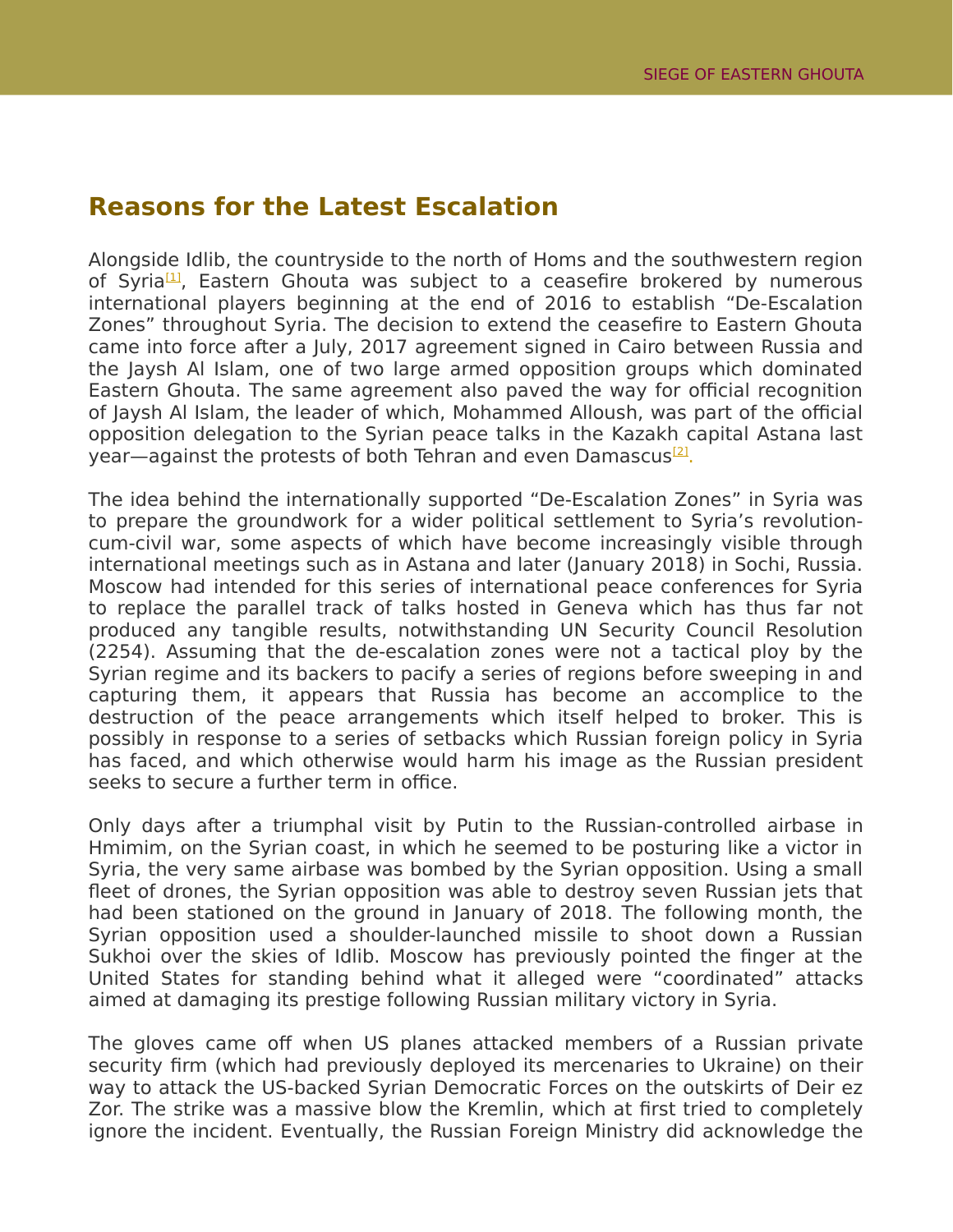## Reasons for the Latest Escalation

Alongside Idlib, the countryside to the north of Homs and the southwestern region of Syria[1], Eastern Ghouta was subject to a ceasefire brokered by numerous international players beginning at the end of 2016 to establish “De-Escalation Zones” throughout Syria. The decision to extend the ceasefire to Eastern Ghouta came into force after a July, 2017 agreement signed in Cairo between Russia and the Jaysh Al Islam, one of two large armed opposition groups which dominated Eastern Ghouta. The same agreement also paved the way for official recognition of Jaysh Al Islam, the leader of which, Mohammed Alloush, was part of the official opposition delegation to the Syrian peace talks in the Kazakh capital Astana last year—against the protests of both Tehran and even Damascus[2].

The idea behind the internationally supported “De-Escalation Zones” in Syria was to prepare the groundwork for a wider political settlement to Syria’s revolution-cum-civil war, some aspects of which have become increasingly visible through international meetings such as in Astana and later (January 2018) in Sochi, Russia. Moscow had intended for this series of international peace conferences for Syria to replace the parallel track of talks hosted in Geneva which has thus far not produced any tangible results, notwithstanding UN Security Council Resolution (2254). Assuming that the de-escalation zones were not a tactical ploy by the Syrian regime and its backers to pacify a series of regions before sweeping in and capturing them, it appears that Russia has become an accomplice to the destruction of the peace arrangements which itself helped to broker. This is possibly in response to a series of setbacks which Russian foreign policy in Syria has faced, and which otherwise would harm his image as the Russian president seeks to secure a further term in office.

Only days after a triumphal visit by Putin to the Russian-controlled airbase in Hmimim, on the Syrian coast, in which he seemed to be posturing like a victor in Syria, the very same airbase was bombed by the Syrian opposition. Using a small fleet of drones, the Syrian opposition was able to destroy seven Russian jets that had been stationed on the ground in January of 2018. The following month, the Syrian opposition used a shoulder-launched missile to shoot down a Russian Sukhoi over the skies of Idlib. Moscow has previously pointed the finger at the United States for standing behind what it alleged were “coordinated” attacks aimed at damaging its prestige following Russian military victory in Syria.

The gloves came off when US planes attacked members of a Russian private security firm (which had previously deployed its mercenaries to Ukraine) on their way to attack the US-backed Syrian Democratic Forces on the outskirts of Deir ez Zor. The strike was a massive blow the Kremlin, which at first tried to completely ignore the incident. Eventually, the Russian Foreign Ministry did acknowledge the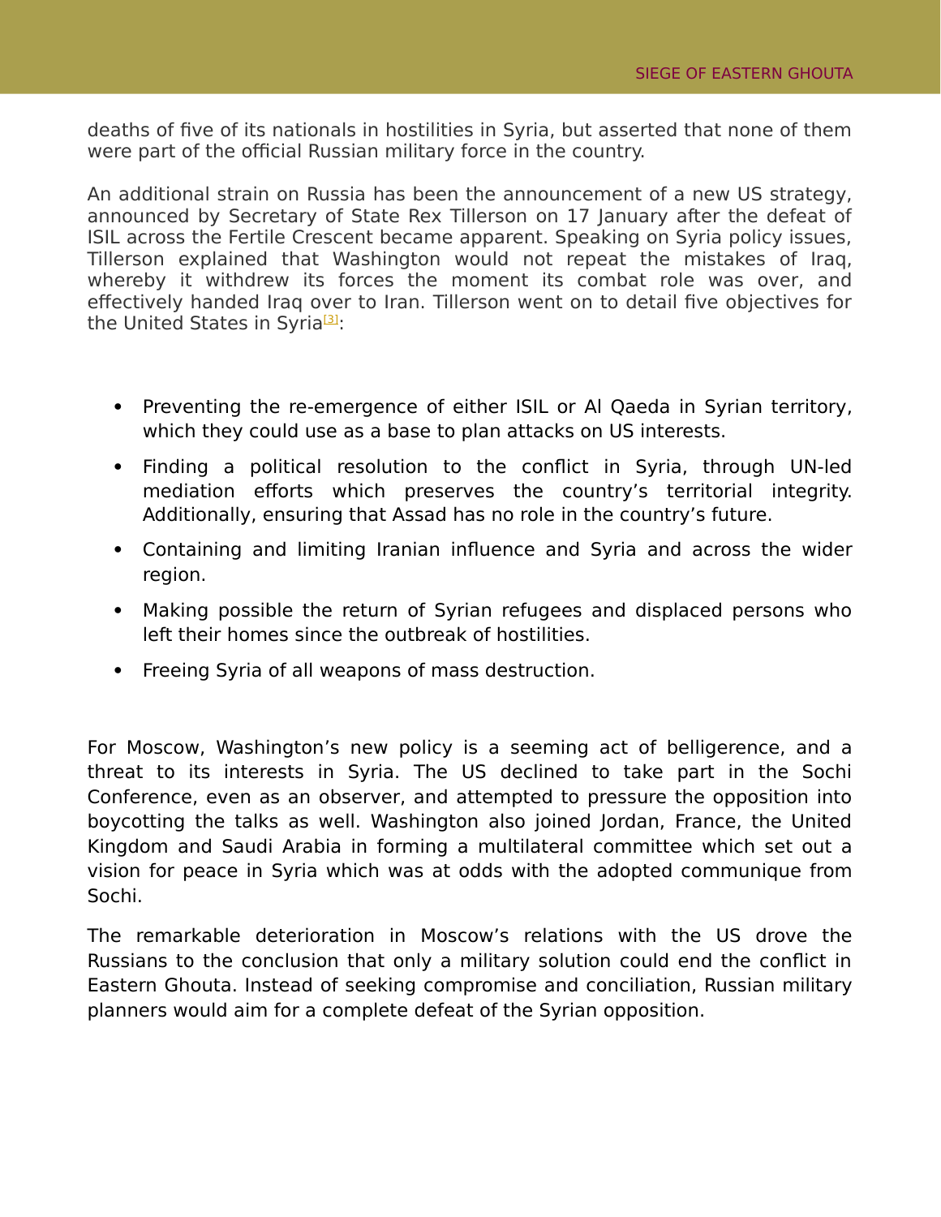deaths of five of its nationals in hostilities in Syria, but asserted that none of them were part of the official Russian military force in the country.

An additional strain on Russia has been the announcement of a new US strategy, announced by Secretary of State Rex Tillerson on 17 January after the defeat of ISIL across the Fertile Crescent became apparent. Speaking on Syria policy issues, Tillerson explained that Washington would not repeat the mistakes of Iraq, whereby it withdrew its forces the moment its combat role was over, and effectively handed Iraq over to Iran. Tillerson went on to detail five objectives for the United States in Syria[3]:

- Preventing the re-emergence of either ISIL or Al Qaeda in Syrian territory, which they could use as a base to plan attacks on US interests.
- Finding a political resolution to the conflict in Syria, through UN-led mediation efforts which preserves the country's territorial integrity. Additionally, ensuring that Assad has no role in the country's future.
- Containing and limiting Iranian influence and Syria and across the wider region.
- Making possible the return of Syrian refugees and displaced persons who left their homes since the outbreak of hostilities.
- Freeing Syria of all weapons of mass destruction.

For Moscow, Washington's new policy is a seeming act of belligerence, and a threat to its interests in Syria. The US declined to take part in the Sochi Conference, even as an observer, and attempted to pressure the opposition into boycotting the talks as well. Washington also joined Jordan, France, the United Kingdom and Saudi Arabia in forming a multilateral committee which set out a vision for peace in Syria which was at odds with the adopted communique from Sochi.

The remarkable deterioration in Moscow's relations with the US drove the Russians to the conclusion that only a military solution could end the conflict in Eastern Ghouta. Instead of seeking compromise and conciliation, Russian military planners would aim for a complete defeat of the Syrian opposition.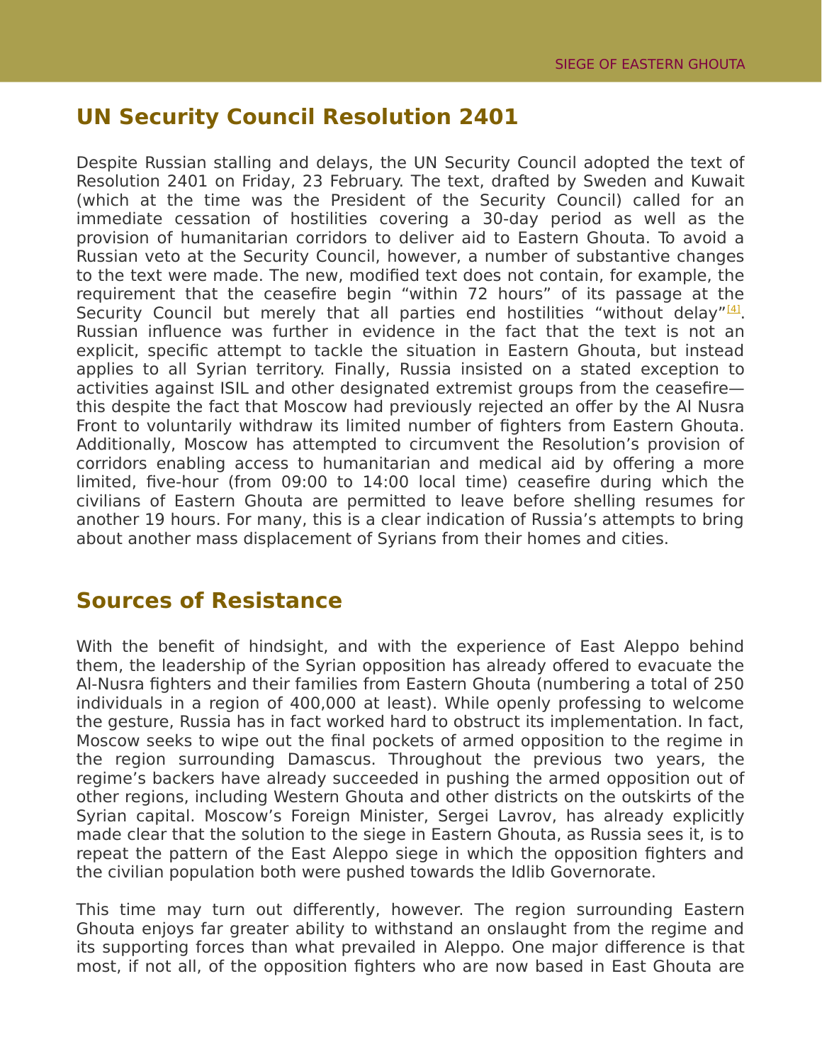## UN Security Council Resolution 2401

Despite Russian stalling and delays, the UN Security Council adopted the text of Resolution 2401 on Friday, 23 February. The text, drafted by Sweden and Kuwait (which at the time was the President of the Security Council) called for an immediate cessation of hostilities covering a 30-day period as well as the provision of humanitarian corridors to deliver aid to Eastern Ghouta. To avoid a Russian veto at the Security Council, however, a number of substantive changes to the text were made. The new, modified text does not contain, for example, the requirement that the ceasefire begin "within 72 hours" of its passage at the Security Council but merely that all parties end hostilities "without delay"[4]. Russian influence was further in evidence in the fact that the text is not an explicit, specific attempt to tackle the situation in Eastern Ghouta, but instead applies to all Syrian territory. Finally, Russia insisted on a stated exception to activities against ISIL and other designated extremist groups from the ceasefire—this despite the fact that Moscow had previously rejected an offer by the Al Nusra Front to voluntarily withdraw its limited number of fighters from Eastern Ghouta. Additionally, Moscow has attempted to circumvent the Resolution's provision of corridors enabling access to humanitarian and medical aid by offering a more limited, five-hour (from 09:00 to 14:00 local time) ceasefire during which the civilians of Eastern Ghouta are permitted to leave before shelling resumes for another 19 hours. For many, this is a clear indication of Russia's attempts to bring about another mass displacement of Syrians from their homes and cities.

## Sources of Resistance

With the benefit of hindsight, and with the experience of East Aleppo behind them, the leadership of the Syrian opposition has already offered to evacuate the Al-Nusra fighters and their families from Eastern Ghouta (numbering a total of 250 individuals in a region of 400,000 at least). While openly professing to welcome the gesture, Russia has in fact worked hard to obstruct its implementation. In fact, Moscow seeks to wipe out the final pockets of armed opposition to the regime in the region surrounding Damascus. Throughout the previous two years, the regime's backers have already succeeded in pushing the armed opposition out of other regions, including Western Ghouta and other districts on the outskirts of the Syrian capital. Moscow's Foreign Minister, Sergei Lavrov, has already explicitly made clear that the solution to the siege in Eastern Ghouta, as Russia sees it, is to repeat the pattern of the East Aleppo siege in which the opposition fighters and the civilian population both were pushed towards the Idlib Governorate.

This time may turn out differently, however. The region surrounding Eastern Ghouta enjoys far greater ability to withstand an onslaught from the regime and its supporting forces than what prevailed in Aleppo. One major difference is that most, if not all, of the opposition fighters who are now based in East Ghouta are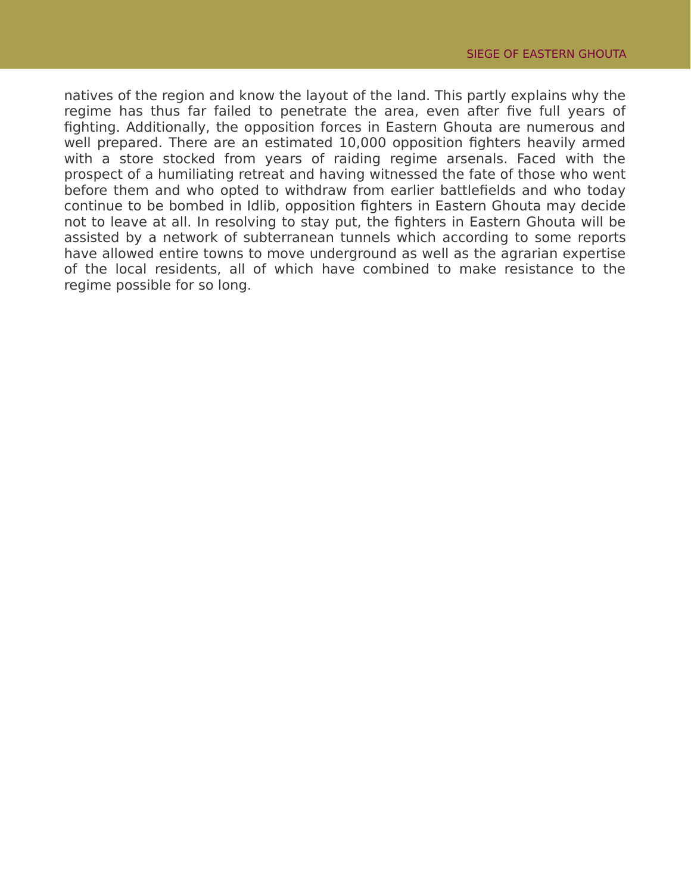natives of the region and know the layout of the land. This partly explains why the regime has thus far failed to penetrate the area, even after five full years of fighting. Additionally, the opposition forces in Eastern Ghouta are numerous and well prepared. There are an estimated 10,000 opposition fighters heavily armed with a store stocked from years of raiding regime arsenals. Faced with the prospect of a humiliating retreat and having witnessed the fate of those who went before them and who opted to withdraw from earlier battlefields and who today continue to be bombed in Idlib, opposition fighters in Eastern Ghouta may decide not to leave at all. In resolving to stay put, the fighters in Eastern Ghouta will be assisted by a network of subterranean tunnels which according to some reports have allowed entire towns to move underground as well as the agrarian expertise of the local residents, all of which have combined to make resistance to the regime possible for so long.